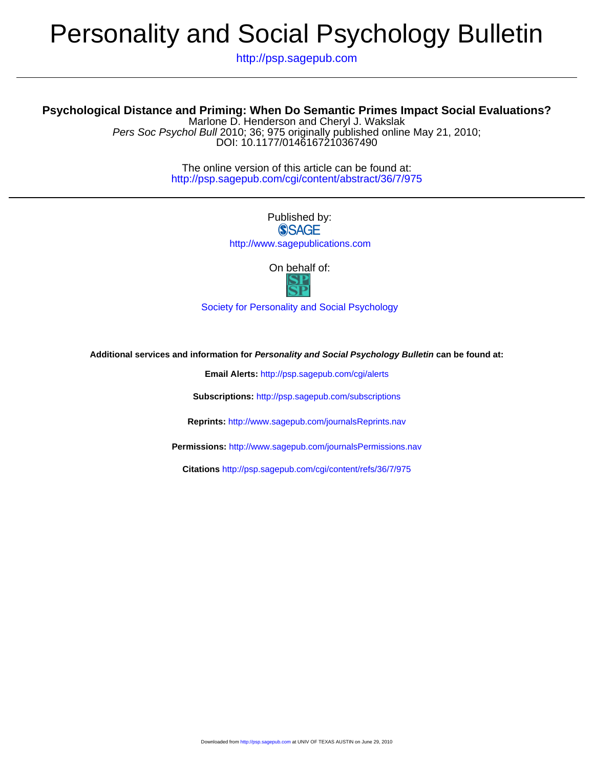# Personality and Social Psychology Bulletin

http://psp.sagepub.com

## Psychological Distance and Priming: When Do Semantic Primes Impact Social Evaluations?

Marlone D. Henderson and Cheryl J. Wakslak
*Pers Soc Psychol Bull* 2010; 36; 975 originally published online May 21, 2010;
DOI: 10.1177/0146167210367490

The online version of this article can be found at:
http://psp.sagepub.com/cgi/content/abstract/36/7/975

Published by:
SAGE
http://www.sagepublications.com

On behalf of:
SPSP

Society for Personality and Social Psychology

**Additional services and information for *Personality and Social Psychology Bulletin* can be found at:**

**Email Alerts:** http://psp.sagepub.com/cgi/alerts

**Subscriptions:** http://psp.sagepub.com/subscriptions

**Reprints:** http://www.sagepub.com/journalsReprints.nav

**Permissions:** http://www.sagepub.com/journalsPermissions.nav

**Citations** http://psp.sagepub.com/cgi/content/refs/36/7/975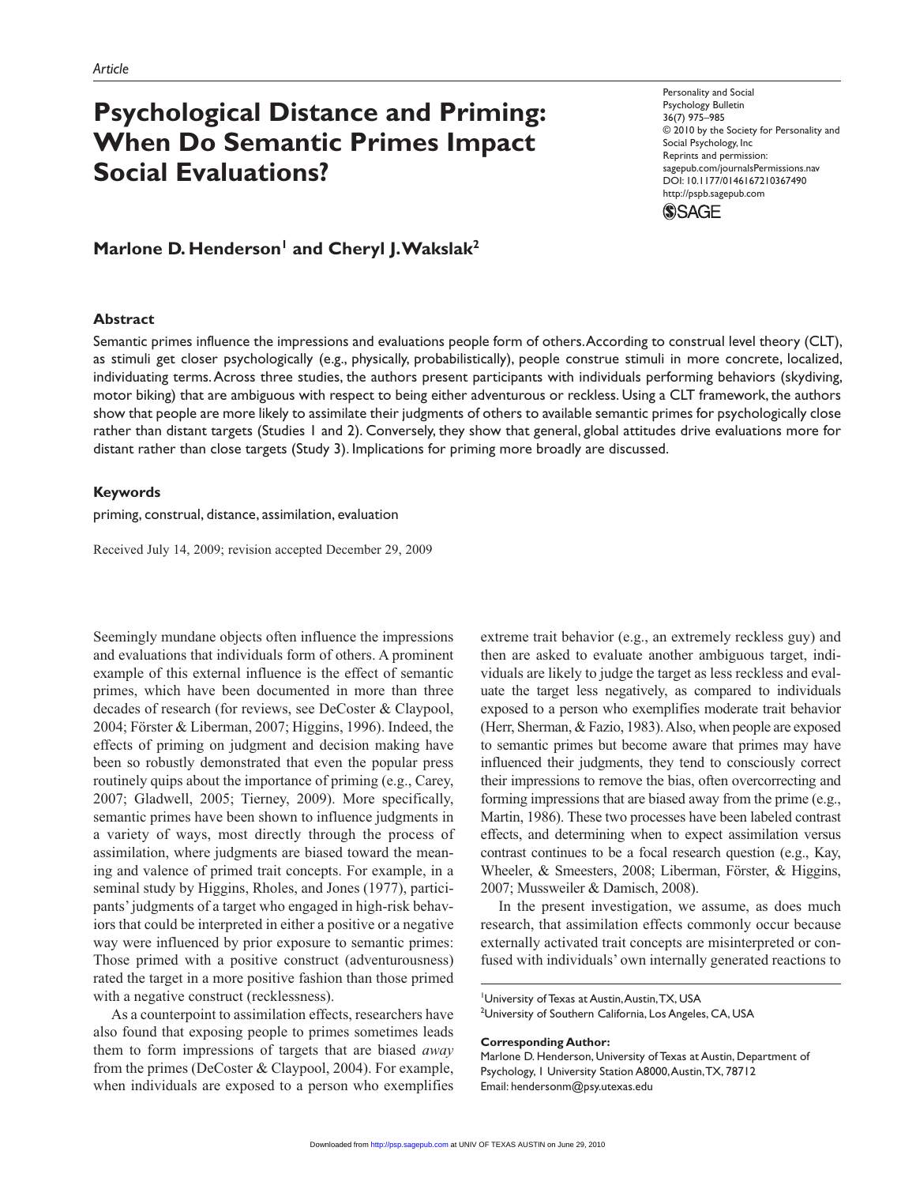Article

# Psychological Distance and Priming: When Do Semantic Primes Impact Social Evaluations?

Personality and Social Psychology Bulletin
36(7) 975–985
© 2010 by the Society for Personality and Social Psychology, Inc
Reprints and permission: sagepub.com/journalsPermissions.nav
DOI: 10.1177/0146167210367490
http://pspb.sagepub.com

**Marlone D. Henderson[1] and Cheryl J. Wakslak[2]**

## Abstract

Semantic primes influence the impressions and evaluations people form of others. According to construal level theory (CLT), as stimuli get closer psychologically (e.g., physically, probabilistically), people construe stimuli in more concrete, localized, individuating terms. Across three studies, the authors present participants with individuals performing behaviors (skydiving, motor biking) that are ambiguous with respect to being either adventurous or reckless. Using a CLT framework, the authors show that people are more likely to assimilate their judgments of others to available semantic primes for psychologically close rather than distant targets (Studies 1 and 2). Conversely, they show that general, global attitudes drive evaluations more for distant rather than close targets (Study 3). Implications for priming more broadly are discussed.

## Keywords

priming, construal, distance, assimilation, evaluation

Received July 14, 2009; revision accepted December 29, 2009

Seemingly mundane objects often influence the impressions and evaluations that individuals form of others. A prominent example of this external influence is the effect of semantic primes, which have been documented in more than three decades of research (for reviews, see DeCoster & Claypool, 2004; Förster & Liberman, 2007; Higgins, 1996). Indeed, the effects of priming on judgment and decision making have been so robustly demonstrated that even the popular press routinely quips about the importance of priming (e.g., Carey, 2007; Gladwell, 2005; Tierney, 2009). More specifically, semantic primes have been shown to influence judgments in a variety of ways, most directly through the process of assimilation, where judgments are biased toward the meaning and valence of primed trait concepts. For example, in a seminal study by Higgins, Rholes, and Jones (1977), participants' judgments of a target who engaged in high-risk behaviors that could be interpreted in either a positive or a negative way were influenced by prior exposure to semantic primes: Those primed with a positive construct (adventurousness) rated the target in a more positive fashion than those primed with a negative construct (recklessness).

As a counterpoint to assimilation effects, researchers have also found that exposing people to primes sometimes leads them to form impressions of targets that are biased *away* from the primes (DeCoster & Claypool, 2004). For example, when individuals are exposed to a person who exemplifies extreme trait behavior (e.g., an extremely reckless guy) and then are asked to evaluate another ambiguous target, individuals are likely to judge the target as less reckless and evaluate the target less negatively, as compared to individuals exposed to a person who exemplifies moderate trait behavior (Herr, Sherman, & Fazio, 1983). Also, when people are exposed to semantic primes but become aware that primes may have influenced their judgments, they tend to consciously correct their impressions to remove the bias, often overcorrecting and forming impressions that are biased away from the prime (e.g., Martin, 1986). These two processes have been labeled contrast effects, and determining when to expect assimilation versus contrast continues to be a focal research question (e.g., Kay, Wheeler, & Smeesters, 2008; Liberman, Förster, & Higgins, 2007; Mussweiler & Damisch, 2008).

In the present investigation, we assume, as does much research, that assimilation effects commonly occur because externally activated trait concepts are misinterpreted or confused with individuals' own internally generated reactions to

[1]University of Texas at Austin, Austin, TX, USA
[2]University of Southern California, Los Angeles, CA, USA

**Corresponding Author:**
Marlone D. Henderson, University of Texas at Austin, Department of Psychology, 1 University Station A8000, Austin, TX, 78712
Email: hendersonm@psy.utexas.edu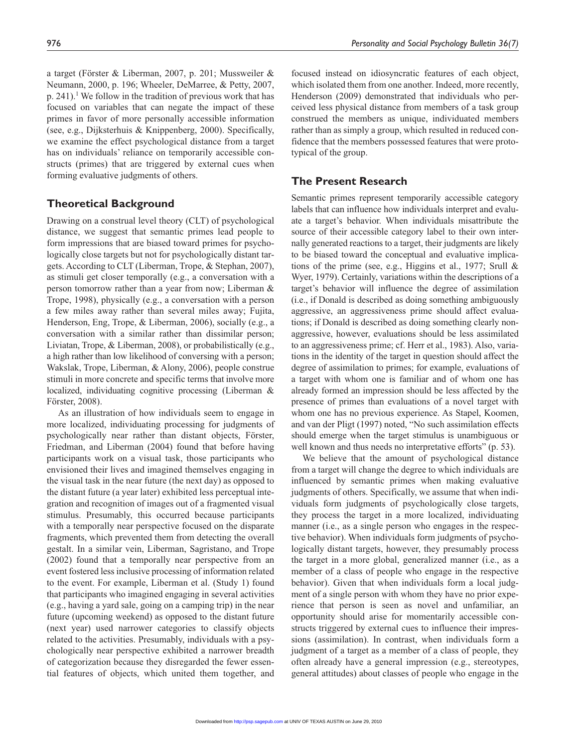a target (Förster & Liberman, 2007, p. 201; Mussweiler & Neumann, 2000, p. 196; Wheeler, DeMarree, & Petty, 2007, p. 241).[1] We follow in the tradition of previous work that has focused on variables that can negate the impact of these primes in favor of more personally accessible information (see, e.g., Dijksterhuis & Knippenberg, 2000). Specifically, we examine the effect psychological distance from a target has on individuals' reliance on temporarily accessible constructs (primes) that are triggered by external cues when forming evaluative judgments of others.

## Theoretical Background

Drawing on a construal level theory (CLT) of psychological distance, we suggest that semantic primes lead people to form impressions that are biased toward primes for psychologically close targets but not for psychologically distant targets. According to CLT (Liberman, Trope, & Stephan, 2007), as stimuli get closer temporally (e.g., a conversation with a person tomorrow rather than a year from now; Liberman & Trope, 1998), physically (e.g., a conversation with a person a few miles away rather than several miles away; Fujita, Henderson, Eng, Trope, & Liberman, 2006), socially (e.g., a conversation with a similar rather than dissimilar person; Liviatan, Trope, & Liberman, 2008), or probabilistically (e.g., a high rather than low likelihood of conversing with a person; Wakslak, Trope, Liberman, & Alony, 2006), people construe stimuli in more concrete and specific terms that involve more localized, individuating cognitive processing (Liberman & Förster, 2008).

As an illustration of how individuals seem to engage in more localized, individuating processing for judgments of psychologically near rather than distant objects, Förster, Friedman, and Liberman (2004) found that before having participants work on a visual task, those participants who envisioned their lives and imagined themselves engaging in the visual task in the near future (the next day) as opposed to the distant future (a year later) exhibited less perceptual integration and recognition of images out of a fragmented visual stimulus. Presumably, this occurred because participants with a temporally near perspective focused on the disparate fragments, which prevented them from detecting the overall gestalt. In a similar vein, Liberman, Sagristano, and Trope (2002) found that a temporally near perspective from an event fostered less inclusive processing of information related to the event. For example, Liberman et al. (Study 1) found that participants who imagined engaging in several activities (e.g., having a yard sale, going on a camping trip) in the near future (upcoming weekend) as opposed to the distant future (next year) used narrower categories to classify objects related to the activities. Presumably, individuals with a psychologically near perspective exhibited a narrower breadth of categorization because they disregarded the fewer essential features of objects, which united them together, and focused instead on idiosyncratic features of each object, which isolated them from one another. Indeed, more recently, Henderson (2009) demonstrated that individuals who perceived less physical distance from members of a task group construed the members as unique, individuated members rather than as simply a group, which resulted in reduced confidence that the members possessed features that were prototypical of the group.

## The Present Research

Semantic primes represent temporarily accessible category labels that can influence how individuals interpret and evaluate a target's behavior. When individuals misattribute the source of their accessible category label to their own internally generated reactions to a target, their judgments are likely to be biased toward the conceptual and evaluative implications of the prime (see, e.g., Higgins et al., 1977; Srull & Wyer, 1979). Certainly, variations within the descriptions of a target's behavior will influence the degree of assimilation (i.e., if Donald is described as doing something ambiguously aggressive, an aggressiveness prime should affect evaluations; if Donald is described as doing something clearly nonaggressive, however, evaluations should be less assimilated to an aggressiveness prime; cf. Herr et al., 1983). Also, variations in the identity of the target in question should affect the degree of assimilation to primes; for example, evaluations of a target with whom one is familiar and of whom one has already formed an impression should be less affected by the presence of primes than evaluations of a novel target with whom one has no previous experience. As Stapel, Koomen, and van der Pligt (1997) noted, "No such assimilation effects should emerge when the target stimulus is unambiguous or well known and thus needs no interpretative efforts" (p. 53).

We believe that the amount of psychological distance from a target will change the degree to which individuals are influenced by semantic primes when making evaluative judgments of others. Specifically, we assume that when individuals form judgments of psychologically close targets, they process the target in a more localized, individuating manner (i.e., as a single person who engages in the respective behavior). When individuals form judgments of psychologically distant targets, however, they presumably process the target in a more global, generalized manner (i.e., as a member of a class of people who engage in the respective behavior). Given that when individuals form a local judgment of a single person with whom they have no prior experience that person is seen as novel and unfamiliar, an opportunity should arise for momentarily accessible constructs triggered by external cues to influence their impressions (assimilation). In contrast, when individuals form a judgment of a target as a member of a class of people, they often already have a general impression (e.g., stereotypes, general attitudes) about classes of people who engage in the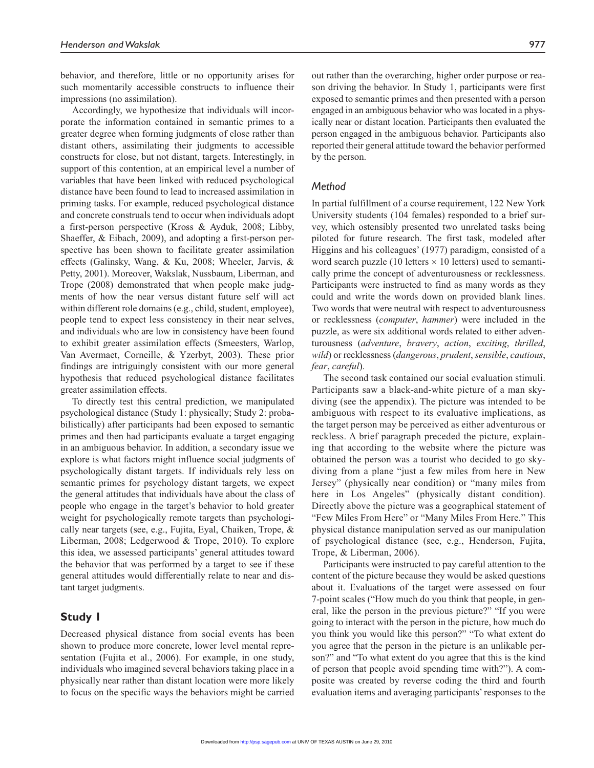behavior, and therefore, little or no opportunity arises for such momentarily accessible constructs to influence their impressions (no assimilation).

Accordingly, we hypothesize that individuals will incorporate the information contained in semantic primes to a greater degree when forming judgments of close rather than distant others, assimilating their judgments to accessible constructs for close, but not distant, targets. Interestingly, in support of this contention, at an empirical level a number of variables that have been linked with reduced psychological distance have been found to lead to increased assimilation in priming tasks. For example, reduced psychological distance and concrete construals tend to occur when individuals adopt a first-person perspective (Kross & Ayduk, 2008; Libby, Shaeffer, & Eibach, 2009), and adopting a first-person perspective has been shown to facilitate greater assimilation effects (Galinsky, Wang, & Ku, 2008; Wheeler, Jarvis, & Petty, 2001). Moreover, Wakslak, Nussbaum, Liberman, and Trope (2008) demonstrated that when people make judgments of how the near versus distant future self will act within different role domains (e.g., child, student, employee), people tend to expect less consistency in their near selves, and individuals who are low in consistency have been found to exhibit greater assimilation effects (Smeesters, Warlop, Van Avermaet, Corneille, & Yzerbyt, 2003). These prior findings are intriguingly consistent with our more general hypothesis that reduced psychological distance facilitates greater assimilation effects.

To directly test this central prediction, we manipulated psychological distance (Study 1: physically; Study 2: probabilistically) after participants had been exposed to semantic primes and then had participants evaluate a target engaging in an ambiguous behavior. In addition, a secondary issue we explore is what factors might influence social judgments of psychologically distant targets. If individuals rely less on semantic primes for psychology distant targets, we expect the general attitudes that individuals have about the class of people who engage in the target's behavior to hold greater weight for psychologically remote targets than psychologically near targets (see, e.g., Fujita, Eyal, Chaiken, Trope, & Liberman, 2008; Ledgerwood & Trope, 2010). To explore this idea, we assessed participants' general attitudes toward the behavior that was performed by a target to see if these general attitudes would differentially relate to near and distant target judgments.

## Study 1

Decreased physical distance from social events has been shown to produce more concrete, lower level mental representation (Fujita et al., 2006). For example, in one study, individuals who imagined several behaviors taking place in a physically near rather than distant location were more likely to focus on the specific ways the behaviors might be carried out rather than the overarching, higher order purpose or reason driving the behavior. In Study 1, participants were first exposed to semantic primes and then presented with a person engaged in an ambiguous behavior who was located in a physically near or distant location. Participants then evaluated the person engaged in the ambiguous behavior. Participants also reported their general attitude toward the behavior performed by the person.

### Method

In partial fulfillment of a course requirement, 122 New York University students (104 females) responded to a brief survey, which ostensibly presented two unrelated tasks being piloted for future research. The first task, modeled after Higgins and his colleagues' (1977) paradigm, consisted of a word search puzzle (10 letters × 10 letters) used to semantically prime the concept of adventurousness or recklessness. Participants were instructed to find as many words as they could and write the words down on provided blank lines. Two words that were neutral with respect to adventurousness or recklessness (*computer*, *hammer*) were included in the puzzle, as were six additional words related to either adventurousness (*adventure*, *bravery*, *action*, *exciting*, *thrilled*, *wild*) or recklessness (*dangerous*, *prudent*, *sensible*, *cautious*, *fear*, *careful*).

The second task contained our social evaluation stimuli. Participants saw a black-and-white picture of a man skydiving (see the appendix). The picture was intended to be ambiguous with respect to its evaluative implications, as the target person may be perceived as either adventurous or reckless. A brief paragraph preceded the picture, explaining that according to the website where the picture was obtained the person was a tourist who decided to go skydiving from a plane "just a few miles from here in New Jersey" (physically near condition) or "many miles from here in Los Angeles" (physically distant condition). Directly above the picture was a geographical statement of "Few Miles From Here" or "Many Miles From Here." This physical distance manipulation served as our manipulation of psychological distance (see, e.g., Henderson, Fujita, Trope, & Liberman, 2006).

Participants were instructed to pay careful attention to the content of the picture because they would be asked questions about it. Evaluations of the target were assessed on four 7-point scales ("How much do you think that people, in general, like the person in the previous picture?" "If you were going to interact with the person in the picture, how much do you think you would like this person?" "To what extent do you agree that the person in the picture is an unlikable person?" and "To what extent do you agree that this is the kind of person that people avoid spending time with?"). A composite was created by reverse coding the third and fourth evaluation items and averaging participants' responses to the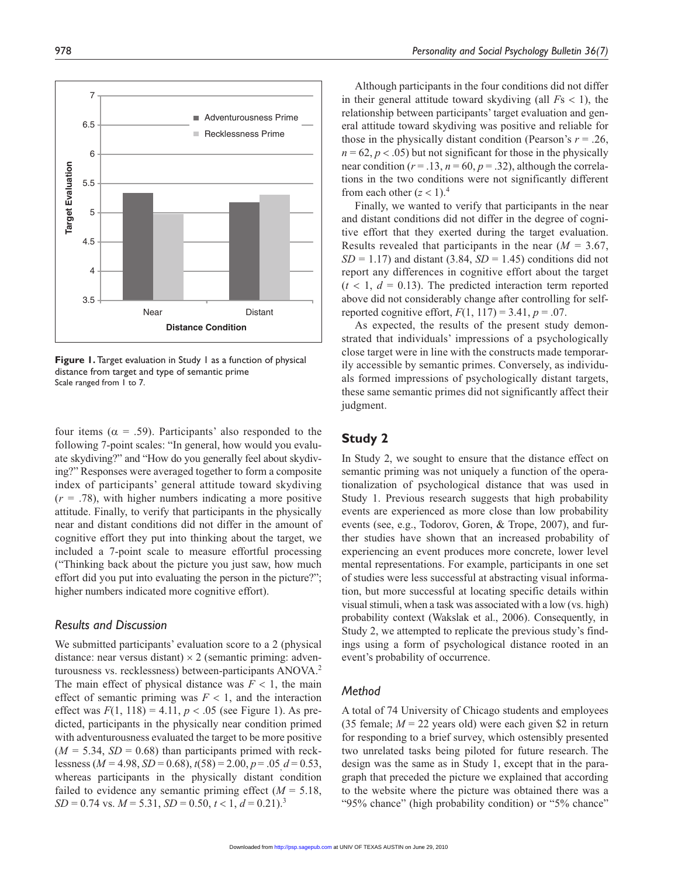**Figure 1.** Target evaluation in Study 1 as a function of physical distance from target and type of semantic prime
Scale ranged from 1 to 7.

four items ($\alpha$ = .59). Participants' also responded to the following 7-point scales: "In general, how would you evaluate skydiving?" and "How do you generally feel about skydiving?" Responses were averaged together to form a composite index of participants' general attitude toward skydiving ($r$ = .78), with higher numbers indicating a more positive attitude. Finally, to verify that participants in the physically near and distant conditions did not differ in the amount of cognitive effort they put into thinking about the target, we included a 7-point scale to measure effortful processing ("Thinking back about the picture you just saw, how much effort did you put into evaluating the person in the picture?"; higher numbers indicated more cognitive effort).

### Results and Discussion

We submitted participants' evaluation score to a 2 (physical distance: near versus distant) × 2 (semantic priming: adventurousness vs. recklessness) between-participants ANOVA.[2] The main effect of physical distance was $F < 1$, the main effect of semantic priming was $F < 1$, and the interaction effect was $F(1, 118) = 4.11$, $p < .05$ (see Figure 1). As predicted, participants in the physically near condition primed with adventurousness evaluated the target to be more positive ($M$ = 5.34, $SD$ = 0.68) than participants primed with recklessness ($M$ = 4.98, $SD$ = 0.68), $t(58) = 2.00$, $p = .05$, $d = 0.53$, whereas participants in the physically distant condition failed to evidence any semantic priming effect ($M$ = 5.18, $SD$ = 0.74 vs. $M$ = 5.31, $SD$ = 0.50, $t < 1$, $d = 0.21$).[3]

Although participants in the four conditions did not differ in their general attitude toward skydiving (all $F$s < 1), the relationship between participants' target evaluation and general attitude toward skydiving was positive and reliable for those in the physically distant condition (Pearson's $r = .26$, $n = 62$, $p < .05$) but not significant for those in the physically near condition ($r = .13$, $n = 60$, $p = .32$), although the correlations in the two conditions were not significantly different from each other ($z < 1$).[4]

Finally, we wanted to verify that participants in the near and distant conditions did not differ in the degree of cognitive effort that they exerted during the target evaluation. Results revealed that participants in the near ($M$ = 3.67, $SD$ = 1.17) and distant (3.84, $SD$ = 1.45) conditions did not report any differences in cognitive effort about the target ($t < 1$, $d = 0.13$). The predicted interaction term reported above did not considerably change after controlling for self-reported cognitive effort, $F(1, 117) = 3.41$, $p = .07$.

As expected, the results of the present study demonstrated that individuals' impressions of a psychologically close target were in line with the constructs made temporarily accessible by semantic primes. Conversely, as individuals formed impressions of psychologically distant targets, these same semantic primes did not significantly affect their judgment.

## Study 2

In Study 2, we sought to ensure that the distance effect on semantic priming was not uniquely a function of the operationalization of psychological distance that was used in Study 1. Previous research suggests that high probability events are experienced as more close than low probability events (see, e.g., Todorov, Goren, & Trope, 2007), and further studies have shown that an increased probability of experiencing an event produces more concrete, lower level mental representations. For example, participants in one set of studies were less successful at abstracting visual information, but more successful at locating specific details within visual stimuli, when a task was associated with a low (vs. high) probability context (Wakslak et al., 2006). Consequently, in Study 2, we attempted to replicate the previous study's findings using a form of psychological distance rooted in an event's probability of occurrence.

### Method

A total of 74 University of Chicago students and employees (35 female; $M$ = 22 years old) were each given \$2 in return for responding to a brief survey, which ostensibly presented two unrelated tasks being piloted for future research. The design was the same as in Study 1, except that in the paragraph that preceded the picture we explained that according to the website where the picture was obtained there was a "95% chance" (high probability condition) or "5% chance"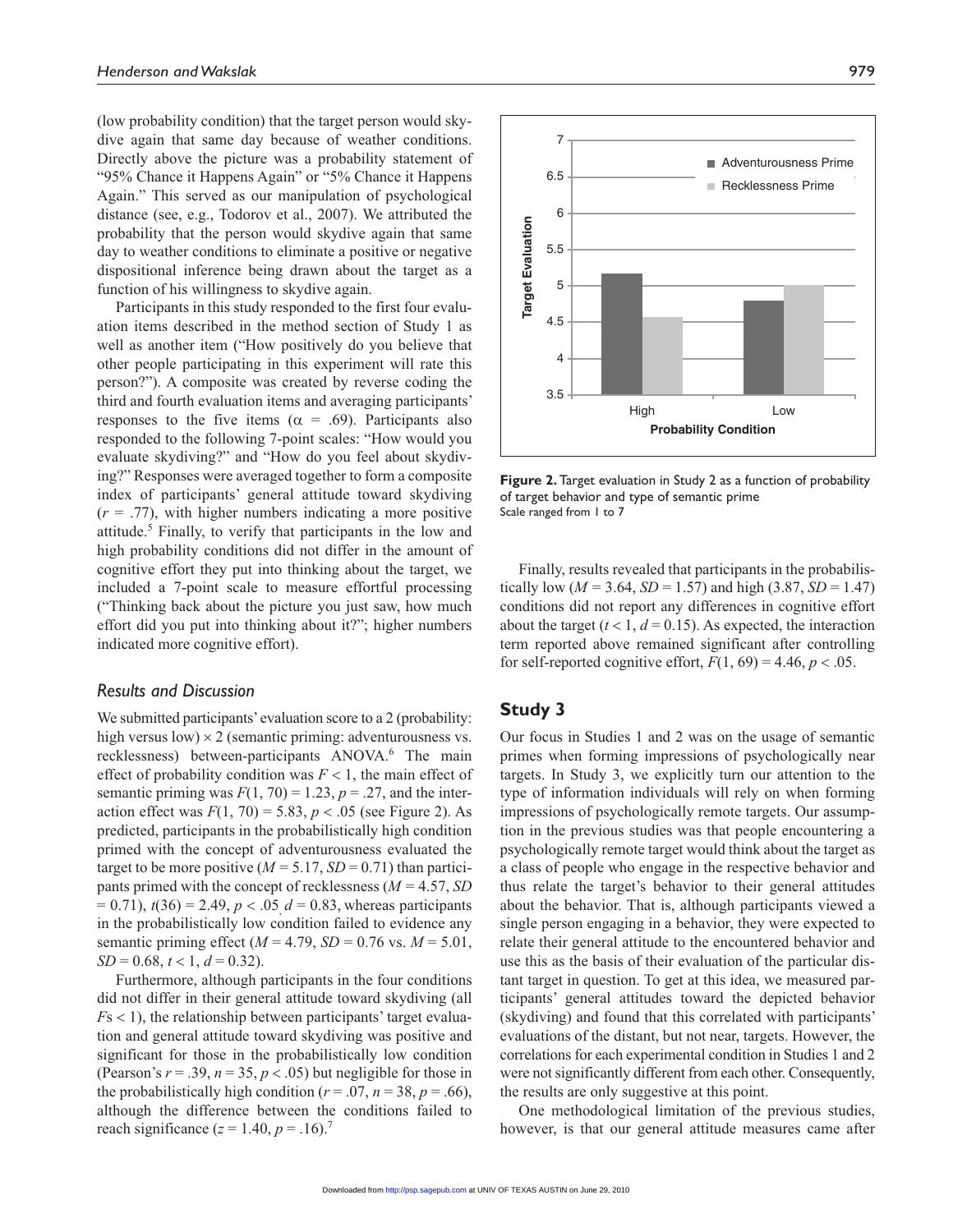(low probability condition) that the target person would skydive again that same day because of weather conditions. Directly above the picture was a probability statement of "95% Chance it Happens Again" or "5% Chance it Happens Again." This served as our manipulation of psychological distance (see, e.g., Todorov et al., 2007). We attributed the probability that the person would skydive again that same day to weather conditions to eliminate a positive or negative dispositional inference being drawn about the target as a function of his willingness to skydive again.

Participants in this study responded to the first four evaluation items described in the method section of Study 1 as well as another item ("How positively do you believe that other people participating in this experiment will rate this person?"). A composite was created by reverse coding the third and fourth evaluation items and averaging participants' responses to the five items ($\alpha$ = .69). Participants also responded to the following 7-point scales: "How would you evaluate skydiving?" and "How do you feel about skydiving?" Responses were averaged together to form a composite index of participants' general attitude toward skydiving ($r$ = .77), with higher numbers indicating a more positive attitude.[5] Finally, to verify that participants in the low and high probability conditions did not differ in the amount of cognitive effort they put into thinking about the target, we included a 7-point scale to measure effortful processing ("Thinking back about the picture you just saw, how much effort did you put into thinking about it?"; higher numbers indicated more cognitive effort).

### Results and Discussion

We submitted participants' evaluation score to a 2 (probability: high versus low) × 2 (semantic priming: adventurousness vs. recklessness) between-participants ANOVA.[6] The main effect of probability condition was $F < 1$, the main effect of semantic priming was $F(1, 70) = 1.23$, $p = .27$, and the interaction effect was $F(1, 70) = 5.83$, $p < .05$ (see Figure 2). As predicted, participants in the probabilistically high condition primed with the concept of adventurousness evaluated the target to be more positive ($M = 5.17$, $SD = 0.71$) than participants primed with the concept of recklessness ($M = 4.57$, $SD = 0.71$), $t(36) = 2.49$, $p < .05$, $d = 0.83$, whereas participants in the probabilistically low condition failed to evidence any semantic priming effect ($M = 4.79$, $SD = 0.76$ vs. $M = 5.01$, $SD = 0.68$, $t < 1$, $d = 0.32$).

Furthermore, although participants in the four conditions did not differ in their general attitude toward skydiving (all $F$s < 1), the relationship between participants' target evaluation and general attitude toward skydiving was positive and significant for those in the probabilistically low condition (Pearson's $r = .39$, $n = 35$, $p < .05$) but negligible for those in the probabilistically high condition ($r = .07$, $n = 38$, $p = .66$), although the difference between the conditions failed to reach significance ($z = 1.40$, $p = .16$).[7]

**Figure 2.** Target evaluation in Study 2 as a function of probability of target behavior and type of semantic prime
Scale ranged from 1 to 7

Finally, results revealed that participants in the probabilistically low ($M = 3.64$, $SD = 1.57$) and high (3.87, $SD = 1.47$) conditions did not report any differences in cognitive effort about the target ($t < 1$, $d = 0.15$). As expected, the interaction term reported above remained significant after controlling for self-reported cognitive effort, $F(1, 69) = 4.46$, $p < .05$.

## Study 3

Our focus in Studies 1 and 2 was on the usage of semantic primes when forming impressions of psychologically near targets. In Study 3, we explicitly turn our attention to the type of information individuals will rely on when forming impressions of psychologically remote targets. Our assumption in the previous studies was that people encountering a psychologically remote target would think about the target as a class of people who engage in the respective behavior and thus relate the target's behavior to their general attitudes about the behavior. That is, although participants viewed a single person engaging in a behavior, they were expected to relate their general attitude to the encountered behavior and use this as the basis of their evaluation of the particular distant target in question. To get at this idea, we measured participants' general attitudes toward the depicted behavior (skydiving) and found that this correlated with participants' evaluations of the distant, but not near, targets. However, the correlations for each experimental condition in Studies 1 and 2 were not significantly different from each other. Consequently, the results are only suggestive at this point.

One methodological limitation of the previous studies, however, is that our general attitude measures came after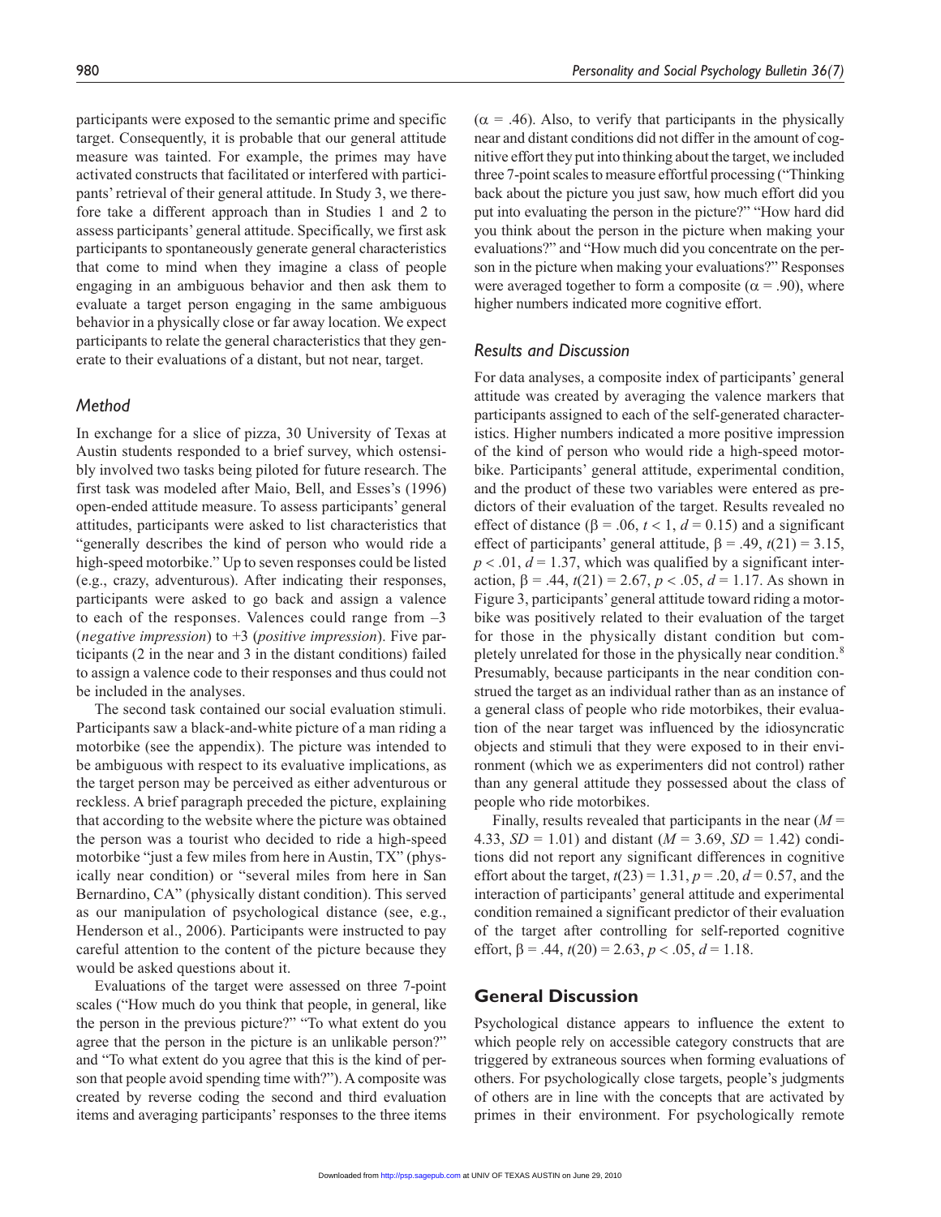participants were exposed to the semantic prime and specific target. Consequently, it is probable that our general attitude measure was tainted. For example, the primes may have activated constructs that facilitated or interfered with participants' retrieval of their general attitude. In Study 3, we therefore take a different approach than in Studies 1 and 2 to assess participants' general attitude. Specifically, we first ask participants to spontaneously generate general characteristics that come to mind when they imagine a class of people engaging in an ambiguous behavior and then ask them to evaluate a target person engaging in the same ambiguous behavior in a physically close or far away location. We expect participants to relate the general characteristics that they generate to their evaluations of a distant, but not near, target.

### Method

In exchange for a slice of pizza, 30 University of Texas at Austin students responded to a brief survey, which ostensibly involved two tasks being piloted for future research. The first task was modeled after Maio, Bell, and Esses's (1996) open-ended attitude measure. To assess participants' general attitudes, participants were asked to list characteristics that "generally describes the kind of person who would ride a high-speed motorbike." Up to seven responses could be listed (e.g., crazy, adventurous). After indicating their responses, participants were asked to go back and assign a valence to each of the responses. Valences could range from –3 (*negative impression*) to +3 (*positive impression*). Five participants (2 in the near and 3 in the distant conditions) failed to assign a valence code to their responses and thus could not be included in the analyses.

The second task contained our social evaluation stimuli. Participants saw a black-and-white picture of a man riding a motorbike (see the appendix). The picture was intended to be ambiguous with respect to its evaluative implications, as the target person may be perceived as either adventurous or reckless. A brief paragraph preceded the picture, explaining that according to the website where the picture was obtained the person was a tourist who decided to ride a high-speed motorbike "just a few miles from here in Austin, TX" (physically near condition) or "several miles from here in San Bernardino, CA" (physically distant condition). This served as our manipulation of psychological distance (see, e.g., Henderson et al., 2006). Participants were instructed to pay careful attention to the content of the picture because they would be asked questions about it.

Evaluations of the target were assessed on three 7-point scales ("How much do you think that people, in general, like the person in the previous picture?" "To what extent do you agree that the person in the picture is an unlikable person?" and "To what extent do you agree that this is the kind of person that people avoid spending time with?"). A composite was created by reverse coding the second and third evaluation items and averaging participants' responses to the three items ($\alpha$ = .46). Also, to verify that participants in the physically near and distant conditions did not differ in the amount of cognitive effort they put into thinking about the target, we included three 7-point scales to measure effortful processing ("Thinking back about the picture you just saw, how much effort did you put into evaluating the person in the picture?" "How hard did you think about the person in the picture when making your evaluations?" and "How much did you concentrate on the person in the picture when making your evaluations?" Responses were averaged together to form a composite ($\alpha$ = .90), where higher numbers indicated more cognitive effort.

### Results and Discussion

For data analyses, a composite index of participants' general attitude was created by averaging the valence markers that participants assigned to each of the self-generated characteristics. Higher numbers indicated a more positive impression of the kind of person who would ride a high-speed motorbike. Participants' general attitude, experimental condition, and the product of these two variables were entered as predictors of their evaluation of the target. Results revealed no effect of distance ($\beta$ = .06, $t$ < 1, $d$ = 0.15) and a significant effect of participants' general attitude, $\beta$ = .49, $t(21)$ = 3.15, $p$ < .01, $d$ = 1.37, which was qualified by a significant interaction, $\beta$ = .44, $t(21)$ = 2.67, $p$ < .05, $d$ = 1.17. As shown in Figure 3, participants' general attitude toward riding a motorbike was positively related to their evaluation of the target for those in the physically distant condition but completely unrelated for those in the physically near condition.[8] Presumably, because participants in the near condition construed the target as an individual rather than as an instance of a general class of people who ride motorbikes, their evaluation of the near target was influenced by the idiosyncratic objects and stimuli that they were exposed to in their environment (which we as experimenters did not control) rather than any general attitude they possessed about the class of people who ride motorbikes.

Finally, results revealed that participants in the near ($M$ = 4.33, $SD$ = 1.01) and distant ($M$ = 3.69, $SD$ = 1.42) conditions did not report any significant differences in cognitive effort about the target, $t(23)$ = 1.31, $p$ = .20, $d$ = 0.57, and the interaction of participants' general attitude and experimental condition remained a significant predictor of their evaluation of the target after controlling for self-reported cognitive effort, $\beta$ = .44, $t(20)$ = 2.63, $p$ < .05, $d$ = 1.18.

## General Discussion

Psychological distance appears to influence the extent to which people rely on accessible category constructs that are triggered by extraneous sources when forming evaluations of others. For psychologically close targets, people's judgments of others are in line with the concepts that are activated by primes in their environment. For psychologically remote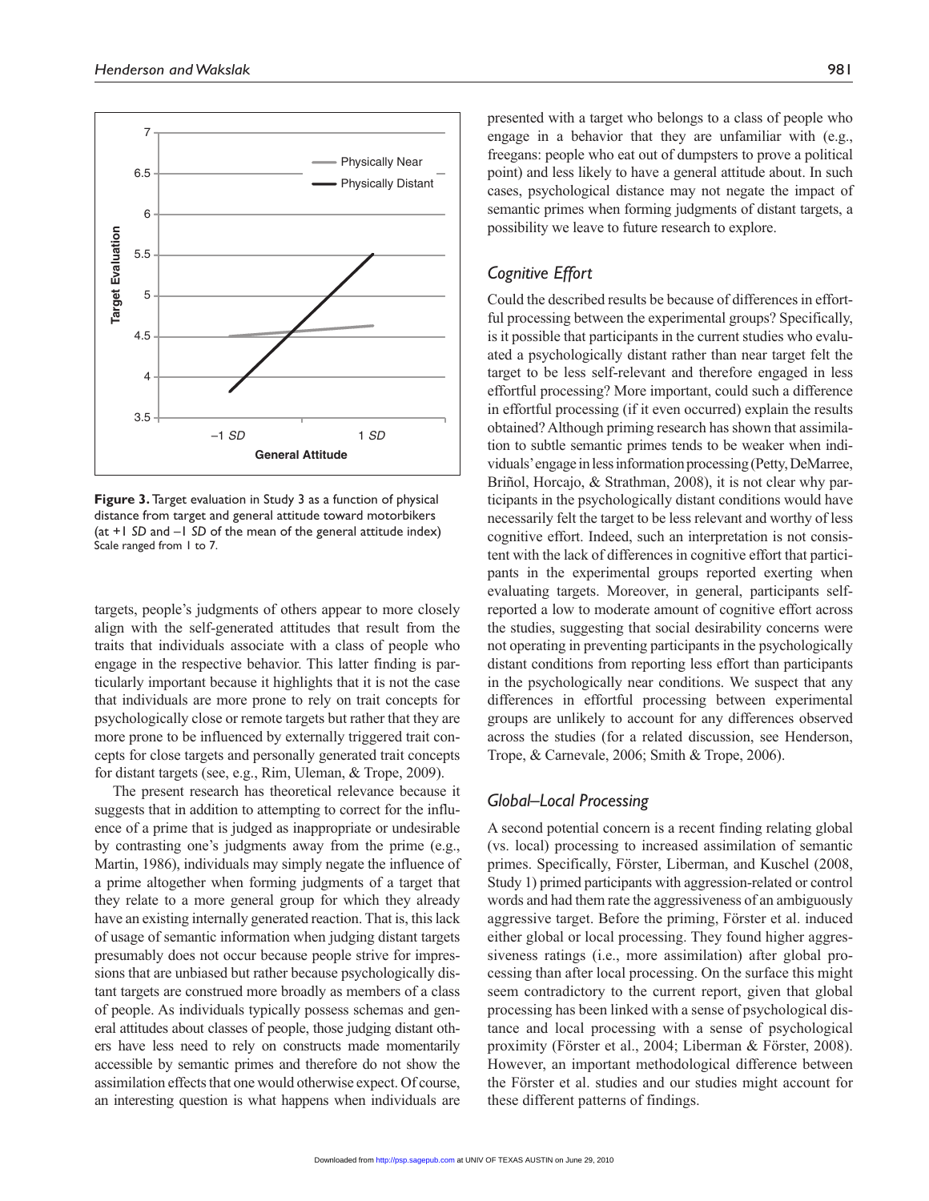7

6.5

6

5.5

5

4.5

4

3.5

Target Evaluation

Physically Near

Physically Distant

–1 *SD*

1 *SD*

General Attitude

**Figure 3.** Target evaluation in Study 3 as a function of physical distance from target and general attitude toward motorbikers (at +1 *SD* and –1 *SD* of the mean of the general attitude index)
Scale ranged from 1 to 7.

targets, people's judgments of others appear to more closely align with the self-generated attitudes that result from the traits that individuals associate with a class of people who engage in the respective behavior. This latter finding is particularly important because it highlights that it is not the case that individuals are more prone to rely on trait concepts for psychologically close or remote targets but rather that they are more prone to be influenced by externally triggered trait concepts for close targets and personally generated trait concepts for distant targets (see, e.g., Rim, Uleman, & Trope, 2009).

The present research has theoretical relevance because it suggests that in addition to attempting to correct for the influence of a prime that is judged as inappropriate or undesirable by contrasting one's judgments away from the prime (e.g., Martin, 1986), individuals may simply negate the influence of a prime altogether when forming judgments of a target that they relate to a more general group for which they already have an existing internally generated reaction. That is, this lack of usage of semantic information when judging distant targets presumably does not occur because people strive for impressions that are unbiased but rather because psychologically distant targets are construed more broadly as members of a class of people. As individuals typically possess schemas and general attitudes about classes of people, those judging distant others have less need to rely on constructs made momentarily accessible by semantic primes and therefore do not show the assimilation effects that one would otherwise expect. Of course, an interesting question is what happens when individuals are presented with a target who belongs to a class of people who engage in a behavior that they are unfamiliar with (e.g., freegans: people who eat out of dumpsters to prove a political point) and less likely to have a general attitude about. In such cases, psychological distance may not negate the impact of semantic primes when forming judgments of distant targets, a possibility we leave to future research to explore.

## *Cognitive Effort*

Could the described results be because of differences in effortful processing between the experimental groups? Specifically, is it possible that participants in the current studies who evaluated a psychologically distant rather than near target felt the target to be less self-relevant and therefore engaged in less effortful processing? More important, could such a difference in effortful processing (if it even occurred) explain the results obtained? Although priming research has shown that assimilation to subtle semantic primes tends to be weaker when individuals' engage in less information processing (Petty, DeMarree, Briñol, Horcajo, & Strathman, 2008), it is not clear why participants in the psychologically distant conditions would have necessarily felt the target to be less relevant and worthy of less cognitive effort. Indeed, such an interpretation is not consistent with the lack of differences in cognitive effort that participants in the experimental groups reported exerting when evaluating targets. Moreover, in general, participants self-reported a low to moderate amount of cognitive effort across the studies, suggesting that social desirability concerns were not operating in preventing participants in the psychologically distant conditions from reporting less effort than participants in the psychologically near conditions. We suspect that any differences in effortful processing between experimental groups are unlikely to account for any differences observed across the studies (for a related discussion, see Henderson, Trope, & Carnevale, 2006; Smith & Trope, 2006).

## *Global–Local Processing*

A second potential concern is a recent finding relating global (vs. local) processing to increased assimilation of semantic primes. Specifically, Förster, Liberman, and Kuschel (2008, Study 1) primed participants with aggression-related or control words and had them rate the aggressiveness of an ambiguously aggressive target. Before the priming, Förster et al. induced either global or local processing. They found higher aggressiveness ratings (i.e., more assimilation) after global processing than after local processing. On the surface this might seem contradictory to the current report, given that global processing has been linked with a sense of psychological distance and local processing with a sense of psychological proximity (Förster et al., 2004; Liberman & Förster, 2008). However, an important methodological difference between the Förster et al. studies and our studies might account for these different patterns of findings.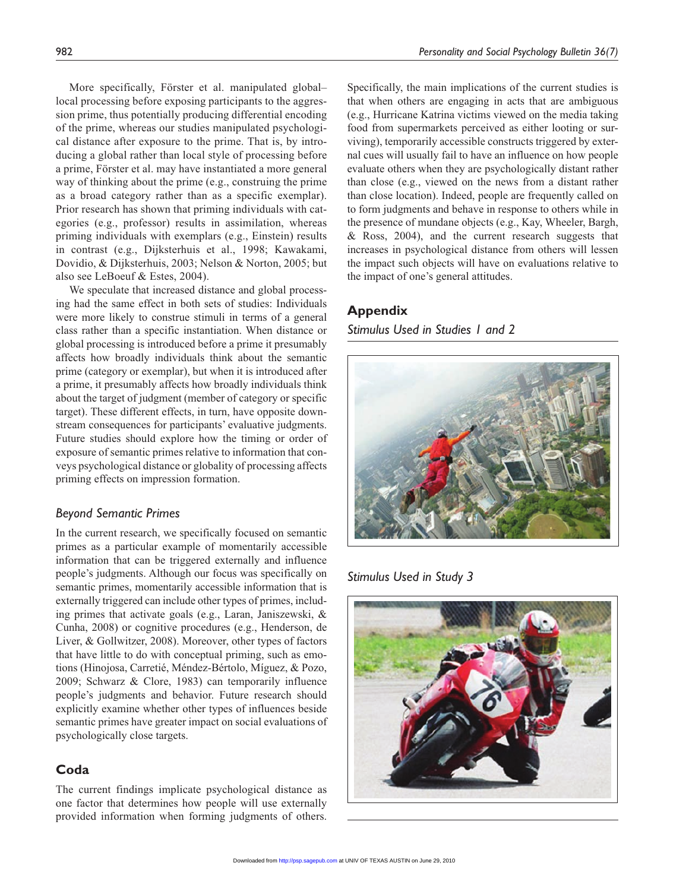More specifically, Förster et al. manipulated global–local processing before exposing participants to the aggression prime, thus potentially producing differential encoding of the prime, whereas our studies manipulated psychological distance after exposure to the prime. That is, by introducing a global rather than local style of processing before a prime, Förster et al. may have instantiated a more general way of thinking about the prime (e.g., construing the prime as a broad category rather than as a specific exemplar). Prior research has shown that priming individuals with categories (e.g., professor) results in assimilation, whereas priming individuals with exemplars (e.g., Einstein) results in contrast (e.g., Dijksterhuis et al., 1998; Kawakami, Dovidio, & Dijksterhuis, 2003; Nelson & Norton, 2005; but also see LeBoeuf & Estes, 2004).

We speculate that increased distance and global processing had the same effect in both sets of studies: Individuals were more likely to construe stimuli in terms of a general class rather than a specific instantiation. When distance or global processing is introduced before a prime it presumably affects how broadly individuals think about the semantic prime (category or exemplar), but when it is introduced after a prime, it presumably affects how broadly individuals think about the target of judgment (member of category or specific target). These different effects, in turn, have opposite downstream consequences for participants' evaluative judgments. Future studies should explore how the timing or order of exposure of semantic primes relative to information that conveys psychological distance or globality of processing affects priming effects on impression formation.

### *Beyond Semantic Primes*

In the current research, we specifically focused on semantic primes as a particular example of momentarily accessible information that can be triggered externally and influence people's judgments. Although our focus was specifically on semantic primes, momentarily accessible information that is externally triggered can include other types of primes, including primes that activate goals (e.g., Laran, Janiszewski, & Cunha, 2008) or cognitive procedures (e.g., Henderson, de Liver, & Gollwitzer, 2008). Moreover, other types of factors that have little to do with conceptual priming, such as emotions (Hinojosa, Carretié, Méndez-Bértolo, Míguez, & Pozo, 2009; Schwarz & Clore, 1983) can temporarily influence people's judgments and behavior. Future research should explicitly examine whether other types of influences beside semantic primes have greater impact on social evaluations of psychologically close targets.

## Coda

The current findings implicate psychological distance as one factor that determines how people will use externally provided information when forming judgments of others. Specifically, the main implications of the current studies is that when others are engaging in acts that are ambiguous (e.g., Hurricane Katrina victims viewed on the media taking food from supermarkets perceived as either looting or surviving), temporarily accessible constructs triggered by external cues will usually fail to have an influence on how people evaluate others when they are psychologically distant rather than close (e.g., viewed on the news from a distant rather than close location). Indeed, people are frequently called on to form judgments and behave in response to others while in the presence of mundane objects (e.g., Kay, Wheeler, Bargh, & Ross, 2004), and the current research suggests that increases in psychological distance from others will lessen the impact such objects will have on evaluations relative to the impact of one's general attitudes.

## Appendix

### *Stimulus Used in Studies 1 and 2*

### *Stimulus Used in Study 3*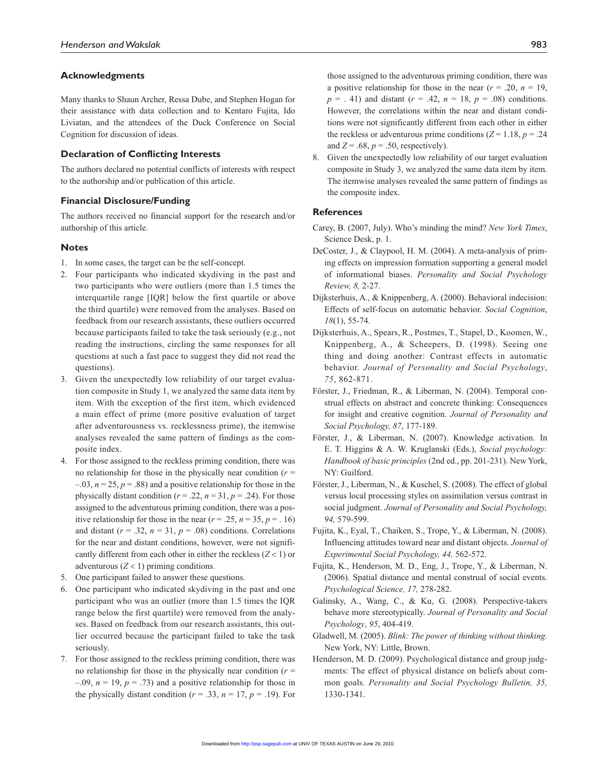## Acknowledgments

Many thanks to Shaun Archer, Ressa Dube, and Stephen Hogan for their assistance with data collection and to Kentaro Fujita, Ido Liviatan, and the attendees of the Duck Conference on Social Cognition for discussion of ideas.

## Declaration of Conflicting Interests

The authors declared no potential conflicts of interests with respect to the authorship and/or publication of this article.

## Financial Disclosure/Funding

The authors received no financial support for the research and/or authorship of this article.

## Notes

1. In some cases, the target can be the self-concept.
2. Four participants who indicated skydiving in the past and two participants who were outliers (more than 1.5 times the interquartile range [IQR] below the first quartile or above the third quartile) were removed from the analyses. Based on feedback from our research assistants, these outliers occurred because participants failed to take the task seriously (e.g., not reading the instructions, circling the same responses for all questions at such a fast pace to suggest they did not read the questions).
3. Given the unexpectedly low reliability of our target evaluation composite in Study 1, we analyzed the same data item by item. With the exception of the first item, which evidenced a main effect of prime (more positive evaluation of target after adventurousness vs. recklessness prime), the itemwise analyses revealed the same pattern of findings as the composite index.
4. For those assigned to the reckless priming condition, there was no relationship for those in the physically near condition ($r = -.03$, $n = 25$, $p = .88$) and a positive relationship for those in the physically distant condition ($r = .22$, $n = 31$, $p = .24$). For those assigned to the adventurous priming condition, there was a positive relationship for those in the near ($r = .25$, $n = 35$, $p = .16$) and distant ($r = .32$, $n = 31$, $p = .08$) conditions. Correlations for the near and distant conditions, however, were not significantly different from each other in either the reckless ($Z < 1$) or adventurous ($Z < 1$) priming conditions.
5. One participant failed to answer these questions.
6. One participant who indicated skydiving in the past and one participant who was an outlier (more than 1.5 times the IQR range below the first quartile) were removed from the analyses. Based on feedback from our research assistants, this outlier occurred because the participant failed to take the task seriously.
7. For those assigned to the reckless priming condition, there was no relationship for those in the physically near condition ($r = -.09$, $n = 19$, $p = .73$) and a positive relationship for those in the physically distant condition ($r = .33$, $n = 17$, $p = .19$). For those assigned to the adventurous priming condition, there was a positive relationship for those in the near ($r = .20$, $n = 19$, $p = .41$) and distant ($r = .42$, $n = 18$, $p = .08$) conditions. However, the correlations within the near and distant conditions were not significantly different from each other in either the reckless or adventurous prime conditions ($Z = 1.18$, $p = .24$ and $Z = .68$, $p = .50$, respectively).
8. Given the unexpectedly low reliability of our target evaluation composite in Study 3, we analyzed the same data item by item. The itemwise analyses revealed the same pattern of findings as the composite index.

## References

Carey, B. (2007, July). Who's minding the mind? *New York Times*, Science Desk, p. 1.

DeCoster, J., & Claypool, H. M. (2004). A meta-analysis of priming effects on impression formation supporting a general model of informational biases. *Personality and Social Psychology Review, 8,* 2-27.

Dijksterhuis, A., & Knippenberg, A. (2000). Behavioral indecision: Effects of self-focus on automatic behavior. *Social Cognition*, *18*(1), 55-74.

Dijksterhuis, A., Spears, R., Postmes, T., Stapel, D., Koomen, W., Knippenberg, A., & Scheepers, D. (1998). Seeing one thing and doing another: Contrast effects in automatic behavior. *Journal of Personality and Social Psychology*, *75*, 862-871.

Förster, J., Friedman, R., & Liberman, N. (2004). Temporal construal effects on abstract and concrete thinking: Consequences for insight and creative cognition. *Journal of Personality and Social Psychology, 87*, 177-189.

Förster, J., & Liberman, N. (2007). Knowledge activation. In E. T. Higgins & A. W. Kruglanski (Eds.), *Social psychology: Handbook of basic principles* (2nd ed., pp. 201-231). New York, NY: Guilford.

Förster, J., Liberman, N., & Kuschel, S. (2008). The effect of global versus local processing styles on assimilation versus contrast in social judgment. *Journal of Personality and Social Psychology, 94,* 579-599.

Fujita, K., Eyal, T., Chaiken, S., Trope, Y., & Liberman, N. (2008). Influencing attitudes toward near and distant objects. *Journal of Experimental Social Psychology, 44,* 562-572.

Fujita, K., Henderson, M. D., Eng, J., Trope, Y., & Liberman, N. (2006). Spatial distance and mental construal of social events. *Psychological Science, 17,* 278-282.

Galinsky, A., Wang, C., & Ku, G. (2008). Perspective-takers behave more stereotypically. *Journal of Personality and Social Psychology*, *95*, 404-419.

Gladwell, M. (2005). *Blink: The power of thinking without thinking.* New York, NY: Little, Brown.

Henderson, M. D. (2009). Psychological distance and group judgments: The effect of physical distance on beliefs about common goals. *Personality and Social Psychology Bulletin, 35,* 1330-1341.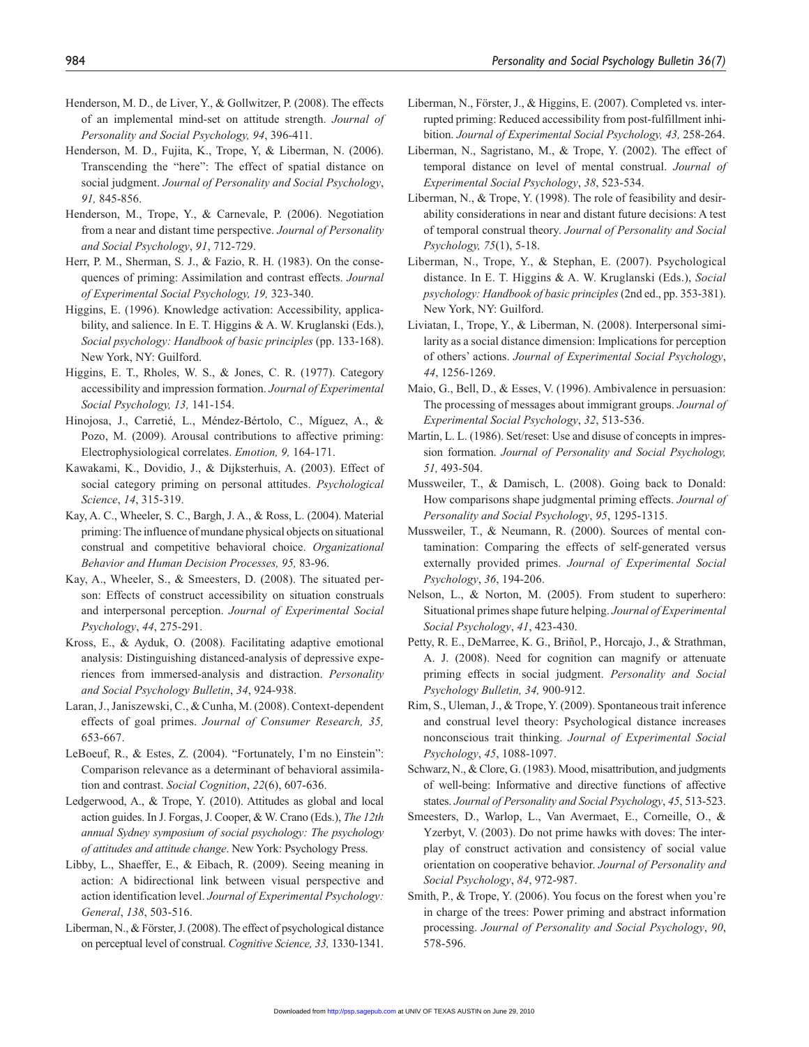Henderson, M. D., de Liver, Y., & Gollwitzer, P. (2008). The effects of an implemental mind-set on attitude strength. *Journal of Personality and Social Psychology, 94*, 396-411.

Henderson, M. D., Fujita, K., Trope, Y, & Liberman, N. (2006). Transcending the "here": The effect of spatial distance on social judgment. *Journal of Personality and Social Psychology*, *91,* 845-856.

Henderson, M., Trope, Y., & Carnevale, P. (2006). Negotiation from a near and distant time perspective. *Journal of Personality and Social Psychology*, *91*, 712-729.

Herr, P. M., Sherman, S. J., & Fazio, R. H. (1983). On the consequences of priming: Assimilation and contrast effects. *Journal of Experimental Social Psychology, 19,* 323-340.

Higgins, E. (1996). Knowledge activation: Accessibility, applicability, and salience. In E. T. Higgins & A. W. Kruglanski (Eds.), *Social psychology: Handbook of basic principles* (pp. 133-168). New York, NY: Guilford.

Higgins, E. T., Rholes, W. S., & Jones, C. R. (1977). Category accessibility and impression formation. *Journal of Experimental Social Psychology, 13,* 141-154.

Hinojosa, J., Carretié, L., Méndez-Bértolo, C., Míguez, A., & Pozo, M. (2009). Arousal contributions to affective priming: Electrophysiological correlates. *Emotion, 9,* 164-171.

Kawakami, K., Dovidio, J., & Dijksterhuis, A. (2003). Effect of social category priming on personal attitudes. *Psychological Science*, *14*, 315-319.

Kay, A. C., Wheeler, S. C., Bargh, J. A., & Ross, L. (2004). Material priming: The influence of mundane physical objects on situational construal and competitive behavioral choice. *Organizational Behavior and Human Decision Processes, 95,* 83-96.

Kay, A., Wheeler, S., & Smeesters, D. (2008). The situated person: Effects of construct accessibility on situation construals and interpersonal perception. *Journal of Experimental Social Psychology*, *44*, 275-291.

Kross, E., & Ayduk, O. (2008). Facilitating adaptive emotional analysis: Distinguishing distanced-analysis of depressive experiences from immersed-analysis and distraction. *Personality and Social Psychology Bulletin*, *34*, 924-938.

Laran, J., Janiszewski, C., & Cunha, M. (2008). Context-dependent effects of goal primes. *Journal of Consumer Research, 35,* 653-667.

LeBoeuf, R., & Estes, Z. (2004). "Fortunately, I'm no Einstein": Comparison relevance as a determinant of behavioral assimilation and contrast. *Social Cognition*, *22*(6), 607-636.

Ledgerwood, A., & Trope, Y. (2010). Attitudes as global and local action guides. In J. Forgas, J. Cooper, & W. Crano (Eds.), *The 12th annual Sydney symposium of social psychology: The psychology of attitudes and attitude change*. New York: Psychology Press.

Libby, L., Shaeffer, E., & Eibach, R. (2009). Seeing meaning in action: A bidirectional link between visual perspective and action identification level. *Journal of Experimental Psychology: General*, *138*, 503-516.

Liberman, N., & Förster, J. (2008). The effect of psychological distance on perceptual level of construal. *Cognitive Science, 33,* 1330-1341.

Liberman, N., Förster, J., & Higgins, E. (2007). Completed vs. interrupted priming: Reduced accessibility from post-fulfillment inhibition. *Journal of Experimental Social Psychology, 43,* 258-264.

Liberman, N., Sagristano, M., & Trope, Y. (2002). The effect of temporal distance on level of mental construal. *Journal of Experimental Social Psychology*, *38*, 523-534.

Liberman, N., & Trope, Y. (1998). The role of feasibility and desirability considerations in near and distant future decisions: A test of temporal construal theory. *Journal of Personality and Social Psychology, 75*(1), 5-18.

Liberman, N., Trope, Y., & Stephan, E. (2007). Psychological distance. In E. T. Higgins & A. W. Kruglanski (Eds.), *Social psychology: Handbook of basic principles* (2nd ed., pp. 353-381). New York, NY: Guilford.

Liviatan, I., Trope, Y., & Liberman, N. (2008). Interpersonal similarity as a social distance dimension: Implications for perception of others' actions. *Journal of Experimental Social Psychology*, *44*, 1256-1269.

Maio, G., Bell, D., & Esses, V. (1996). Ambivalence in persuasion: The processing of messages about immigrant groups. *Journal of Experimental Social Psychology*, *32*, 513-536.

Martin, L. L. (1986). Set/reset: Use and disuse of concepts in impression formation. *Journal of Personality and Social Psychology, 51,* 493-504.

Mussweiler, T., & Damisch, L. (2008). Going back to Donald: How comparisons shape judgmental priming effects. *Journal of Personality and Social Psychology*, *95*, 1295-1315.

Mussweiler, T., & Neumann, R. (2000). Sources of mental contamination: Comparing the effects of self-generated versus externally provided primes. *Journal of Experimental Social Psychology*, *36*, 194-206.

Nelson, L., & Norton, M. (2005). From student to superhero: Situational primes shape future helping. *Journal of Experimental Social Psychology*, *41*, 423-430.

Petty, R. E., DeMarree, K. G., Briñol, P., Horcajo, J., & Strathman, A. J. (2008). Need for cognition can magnify or attenuate priming effects in social judgment. *Personality and Social Psychology Bulletin, 34,* 900-912.

Rim, S., Uleman, J., & Trope, Y. (2009). Spontaneous trait inference and construal level theory: Psychological distance increases nonconscious trait thinking. *Journal of Experimental Social Psychology*, *45*, 1088-1097.

Schwarz, N., & Clore, G. (1983). Mood, misattribution, and judgments of well-being: Informative and directive functions of affective states. *Journal of Personality and Social Psychology*, *45*, 513-523.

Smeesters, D., Warlop, L., Van Avermaet, E., Corneille, O., & Yzerbyt, V. (2003). Do not prime hawks with doves: The interplay of construct activation and consistency of social value orientation on cooperative behavior. *Journal of Personality and Social Psychology*, *84*, 972-987.

Smith, P., & Trope, Y. (2006). You focus on the forest when you're in charge of the trees: Power priming and abstract information processing. *Journal of Personality and Social Psychology*, *90*, 578-596.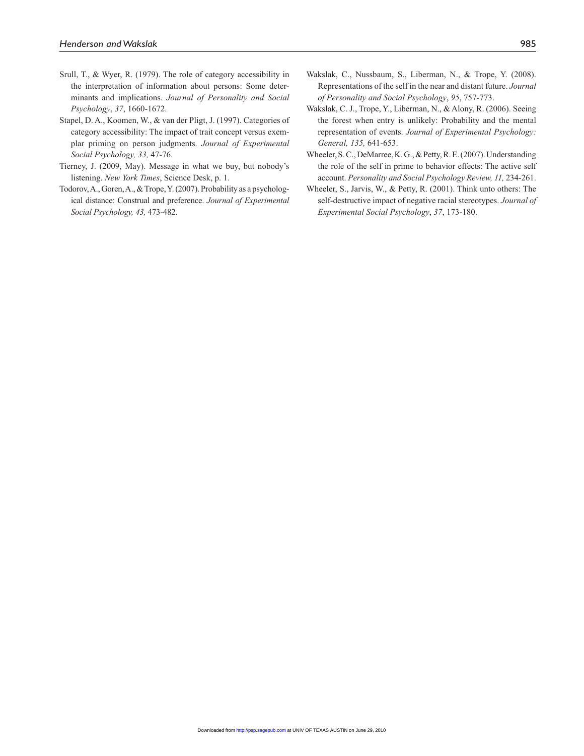Srull, T., & Wyer, R. (1979). The role of category accessibility in the interpretation of information about persons: Some determinants and implications. *Journal of Personality and Social Psychology*, *37*, 1660-1672.

Stapel, D. A., Koomen, W., & van der Pligt, J. (1997). Categories of category accessibility: The impact of trait concept versus exemplar priming on person judgments. *Journal of Experimental Social Psychology, 33,* 47-76.

Tierney, J. (2009, May). Message in what we buy, but nobody's listening. *New York Times*, Science Desk, p. 1.

Todorov, A., Goren, A., & Trope, Y. (2007). Probability as a psychological distance: Construal and preference. *Journal of Experimental Social Psychology, 43,* 473-482.

Wakslak, C., Nussbaum, S., Liberman, N., & Trope, Y. (2008). Representations of the self in the near and distant future. *Journal of Personality and Social Psychology*, *95*, 757-773.

Wakslak, C. J., Trope, Y., Liberman, N., & Alony, R. (2006). Seeing the forest when entry is unlikely: Probability and the mental representation of events. *Journal of Experimental Psychology: General, 135,* 641-653.

Wheeler, S. C., DeMarree, K. G., & Petty, R. E. (2007). Understanding the role of the self in prime to behavior effects: The active self account. *Personality and Social Psychology Review, 11,* 234-261.

Wheeler, S., Jarvis, W., & Petty, R. (2001). Think unto others: The self-destructive impact of negative racial stereotypes. *Journal of Experimental Social Psychology*, *37*, 173-180.